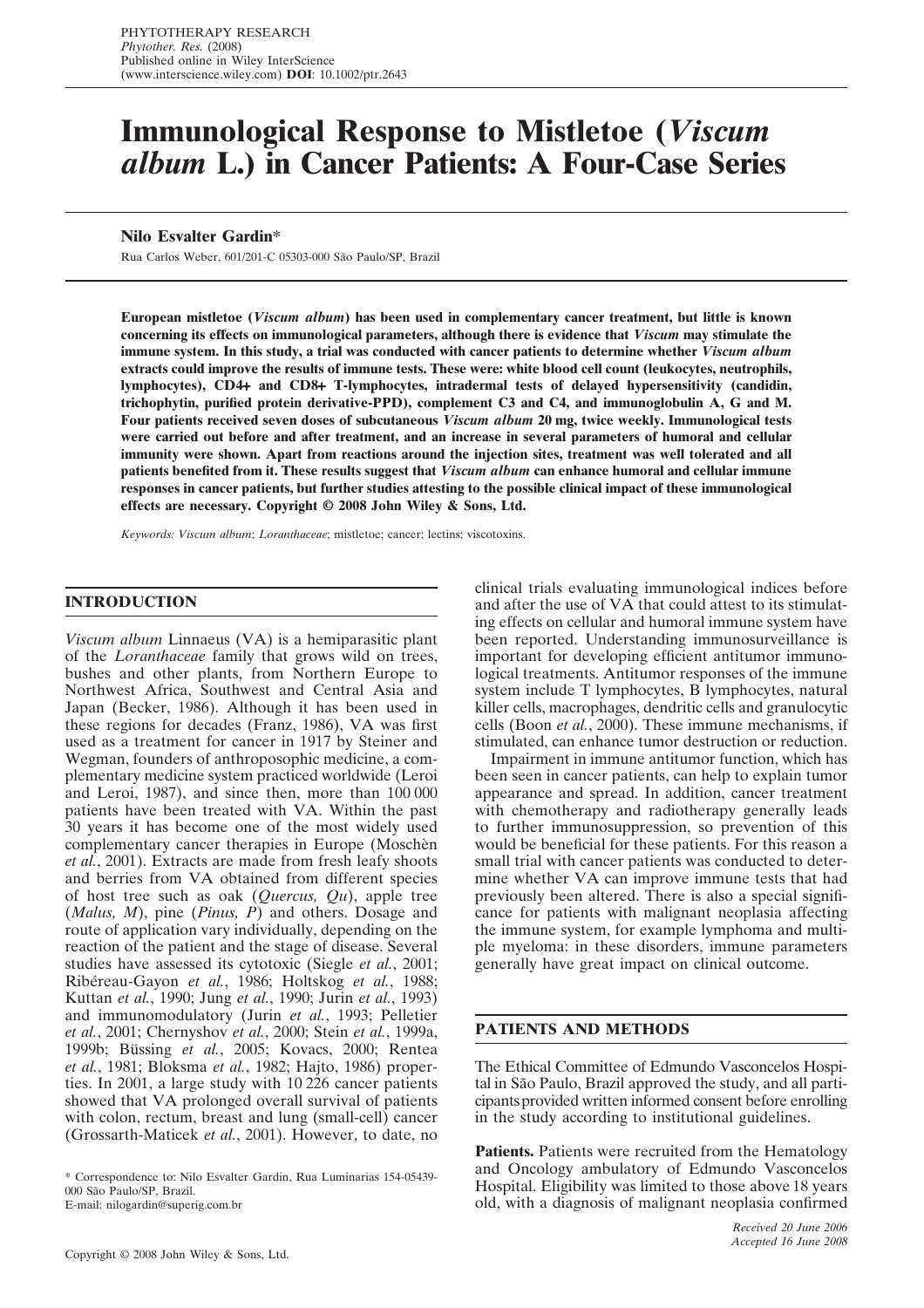# Immunological Response to Mistletoe (*Viscum album* L.) in Cancer Patients: A Four-Case Series

**Nilo Esvalter Gardin***

Rua Carlos Weber, 601/201-C 05303-000 São Paulo/SP, Brazil

**European mistletoe (*Viscum album*) has been used in complementary cancer treatment, but little is known concerning its effects on immunological parameters, although there is evidence that *Viscum* may stimulate the immune system. In this study, a trial was conducted with cancer patients to determine whether *Viscum album* extracts could improve the results of immune tests. These were: white blood cell count (leukocytes, neutrophils, lymphocytes), CD4+ and CD8+ T-lymphocytes, intradermal tests of delayed hypersensitivity (candidin, trichophytin, purified protein derivative-PPD), complement C3 and C4, and immunoglobulin A, G and M. Four patients received seven doses of subcutaneous *Viscum album* 20 mg, twice weekly. Immunological tests were carried out before and after treatment, and an increase in several parameters of humoral and cellular immunity were shown. Apart from reactions around the injection sites, treatment was well tolerated and all patients benefited from it. These results suggest that *Viscum album* can enhance humoral and cellular immune responses in cancer patients, but further studies attesting to the possible clinical impact of these immunological effects are necessary. Copyright © 2008 John Wiley & Sons, Ltd.**

*Keywords: Viscum album*; *Loranthaceae*; mistletoe; cancer; lectins; viscotoxins.

## INTRODUCTION

*Viscum album* Linnaeus (VA) is a hemiparasitic plant of the *Loranthaceae* family that grows wild on trees, bushes and other plants, from Northern Europe to Northwest Africa, Southwest and Central Asia and Japan (Becker, 1986). Although it has been used in these regions for decades (Franz, 1986), VA was first used as a treatment for cancer in 1917 by Steiner and Wegman, founders of anthroposophic medicine, a complementary medicine system practiced worldwide (Leroi and Leroi, 1987), and since then, more than 100 000 patients have been treated with VA. Within the past 30 years it has become one of the most widely used complementary cancer therapies in Europe (Moschèn *et al.*, 2001). Extracts are made from fresh leafy shoots and berries from VA obtained from different species of host tree such as oak (*Quercus, Qu*), apple tree (*Malus, M*), pine (*Pinus, P*) and others. Dosage and route of application vary individually, depending on the reaction of the patient and the stage of disease. Several studies have assessed its cytotoxic (Siegle *et al.*, 2001; Ribéreau-Gayon *et al.*, 1986; Holtskog *et al.*, 1988; Kuttan *et al.*, 1990; Jung *et al.*, 1990; Jurin *et al.*, 1993) and immunomodulatory (Jurin *et al.*, 1993; Pelletier *et al.*, 2001; Chernyshov *et al.*, 2000; Stein *et al.*, 1999a, 1999b; Büssing *et al.*, 2005; Kovacs, 2000; Rentea *et al.*, 1981; Bloksma *et al.*, 1982; Hajto, 1986) properties. In 2001, a large study with 10 226 cancer patients showed that VA prolonged overall survival of patients with colon, rectum, breast and lung (small-cell) cancer (Grossarth-Maticek *et al.*, 2001). However, to date, no clinical trials evaluating immunological indices before and after the use of VA that could attest to its stimulating effects on cellular and humoral immune system have been reported. Understanding immunosurveillance is important for developing efficient antitumor immunological treatments. Antitumor responses of the immune system include T lymphocytes, B lymphocytes, natural killer cells, macrophages, dendritic cells and granulocytic cells (Boon *et al.*, 2000). These immune mechanisms, if stimulated, can enhance tumor destruction or reduction.

Impairment in immune antitumor function, which has been seen in cancer patients, can help to explain tumor appearance and spread. In addition, cancer treatment with chemotherapy and radiotherapy generally leads to further immunosuppression, so prevention of this would be beneficial for these patients. For this reason a small trial with cancer patients was conducted to determine whether VA can improve immune tests that had previously been altered. There is also a special significance for patients with malignant neoplasia affecting the immune system, for example lymphoma and multiple myeloma: in these disorders, immune parameters generally have great impact on clinical outcome.

## PATIENTS AND METHODS

The Ethical Committee of Edmundo Vasconcelos Hospital in São Paulo, Brazil approved the study, and all participants provided written informed consent before enrolling in the study according to institutional guidelines.

**Patients.** Patients were recruited from the Hematology and Oncology ambulatory of Edmundo Vasconcelos Hospital. Eligibility was limited to those above 18 years old, with a diagnosis of malignant neoplasia confirmed

\* Correspondence to: Nilo Esvalter Gardin, Rua Luminarias 154-05439-000 São Paulo/SP, Brazil.
E-mail: nilogardin@superig.com.br

*Received 20 June 2006*
*Accepted 16 June 2008*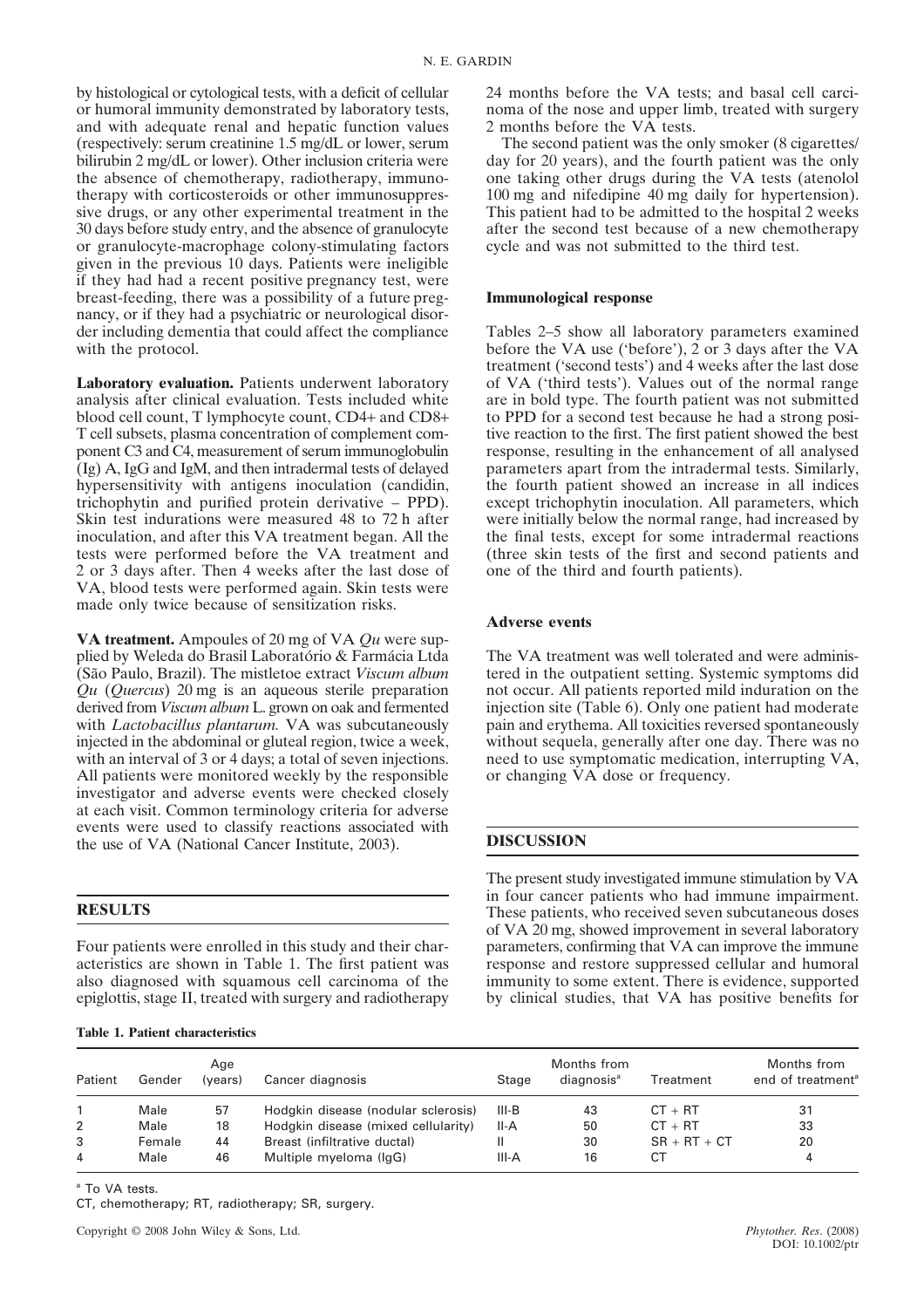by histological or cytological tests, with a deficit of cellular or humoral immunity demonstrated by laboratory tests, and with adequate renal and hepatic function values (respectively: serum creatinine 1.5 mg/dL or lower, serum bilirubin 2 mg/dL or lower). Other inclusion criteria were the absence of chemotherapy, radiotherapy, immunotherapy with corticosteroids or other immunosuppressive drugs, or any other experimental treatment in the 30 days before study entry, and the absence of granulocyte or granulocyte-macrophage colony-stimulating factors given in the previous 10 days. Patients were ineligible if they had had a recent positive pregnancy test, were breast-feeding, there was a possibility of a future pregnancy, or if they had a psychiatric or neurological disorder including dementia that could affect the compliance with the protocol.

**Laboratory evaluation.** Patients underwent laboratory analysis after clinical evaluation. Tests included white blood cell count, T lymphocyte count, CD4+ and CD8+ T cell subsets, plasma concentration of complement component C3 and C4, measurement of serum immunoglobulin (Ig) A, IgG and IgM, and then intradermal tests of delayed hypersensitivity with antigens inoculation (candidin, trichophytin and purified protein derivative – PPD). Skin test indurations were measured 48 to 72 h after inoculation, and after this VA treatment began. All the tests were performed before the VA treatment and 2 or 3 days after. Then 4 weeks after the last dose of VA, blood tests were performed again. Skin tests were made only twice because of sensitization risks.

**VA treatment.** Ampoules of 20 mg of VA *Qu* were supplied by Weleda do Brasil Laboratório & Farmácia Ltda (São Paulo, Brazil). The mistletoe extract *Viscum album Qu* (*Quercus*) 20 mg is an aqueous sterile preparation derived from *Viscum album* L. grown on oak and fermented with *Lactobacillus plantarum.* VA was subcutaneously injected in the abdominal or gluteal region, twice a week, with an interval of 3 or 4 days; a total of seven injections. All patients were monitored weekly by the responsible investigator and adverse events were checked closely at each visit. Common terminology criteria for adverse events were used to classify reactions associated with the use of VA (National Cancer Institute, 2003).

## RESULTS

Four patients were enrolled in this study and their characteristics are shown in Table 1. The first patient was also diagnosed with squamous cell carcinoma of the epiglottis, stage II, treated with surgery and radiotherapy 24 months before the VA tests; and basal cell carcinoma of the nose and upper limb, treated with surgery 2 months before the VA tests.

The second patient was the only smoker (8 cigarettes/day for 20 years), and the fourth patient was the only one taking other drugs during the VA tests (atenolol 100 mg and nifedipine 40 mg daily for hypertension). This patient had to be admitted to the hospital 2 weeks after the second test because of a new chemotherapy cycle and was not submitted to the third test.

### Immunological response

Tables 2–5 show all laboratory parameters examined before the VA use ('before'), 2 or 3 days after the VA treatment ('second tests') and 4 weeks after the last dose of VA ('third tests'). Values out of the normal range are in bold type. The fourth patient was not submitted to PPD for a second test because he had a strong positive reaction to the first. The first patient showed the best response, resulting in the enhancement of all analysed parameters apart from the intradermal tests. Similarly, the fourth patient showed an increase in all indices except trichophytin inoculation. All parameters, which were initially below the normal range, had increased by the final tests, except for some intradermal reactions (three skin tests of the first and second patients and one of the third and fourth patients).

### Adverse events

The VA treatment was well tolerated and were administered in the outpatient setting. Systemic symptoms did not occur. All patients reported mild induration on the injection site (Table 6). Only one patient had moderate pain and erythema. All toxicities reversed spontaneously without sequela, generally after one day. There was no need to use symptomatic medication, interrupting VA, or changing VA dose or frequency.

## DISCUSSION

The present study investigated immune stimulation by VA in four cancer patients who had immune impairment. These patients, who received seven subcutaneous doses of VA 20 mg, showed improvement in several laboratory parameters, confirming that VA can improve the immune response and restore suppressed cellular and humoral immunity to some extent. There is evidence, supported by clinical studies, that VA has positive benefits for

**Table 1. Patient characteristics**

| Patient | Gender | Age (years) | Cancer diagnosis | Stage | Months from diagnosis[a] | Treatment | Months from end of treatment[a] |
|---|---|---|---|---|---|---|---|
| 1 | Male | 57 | Hodgkin disease (nodular sclerosis) | III-B | 43 | CT + RT | 31 |
| 2 | Male | 18 | Hodgkin disease (mixed cellularity) | II-A | 50 | CT + RT | 33 |
| 3 | Female | 44 | Breast (infiltrative ductal) | II | 30 | SR + RT + CT | 20 |
| 4 | Male | 46 | Multiple myeloma (IgG) | III-A | 16 | CT | 4 |

[a] To VA tests.

CT, chemotherapy; RT, radiotherapy; SR, surgery.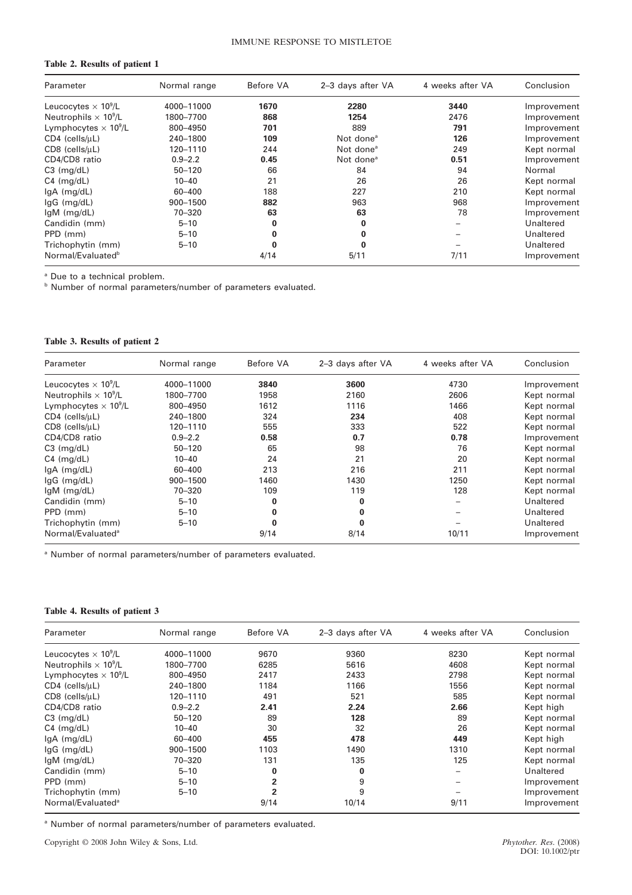**Table 2. Results of patient 1**

| Parameter | Normal range | Before VA | 2–3 days after VA | 4 weeks after VA | Conclusion |
|---|---|---|---|---|---|
| Leucocytes $\times 10^9$/L | 4000–11000 | **1670** | **2280** | **3440** | Improvement |
| Neutrophils $\times 10^9$/L | 1800–7700 | **868** | **1254** | 2476 | Improvement |
| Lymphocytes $\times 10^9$/L | 800–4950 | **701** | 889 | **791** | Improvement |
| CD4 (cells/μL) | 240–1800 | **109** | Not done[a] | **126** | Improvement |
| CD8 (cells/μL) | 120–1110 | 244 | Not done[a] | 249 | Kept normal |
| CD4/CD8 ratio | 0.9–2.2 | **0.45** | Not done[a] | **0.51** | Improvement |
| C3 (mg/dL) | 50–120 | 66 | 84 | 94 | Normal |
| C4 (mg/dL) | 10–40 | 21 | 26 | 26 | Kept normal |
| IgA (mg/dL) | 60–400 | 188 | 227 | 210 | Kept normal |
| IgG (mg/dL) | 900–1500 | **882** | 963 | 968 | Improvement |
| IgM (mg/dL) | 70–320 | **63** | **63** | 78 | Improvement |
| Candidin (mm) | 5–10 | **0** | **0** | – | Unaltered |
| PPD (mm) | 5–10 | **0** | **0** | – | Unaltered |
| Trichophytin (mm) | 5–10 | **0** | **0** | – | Unaltered |
| Normal/Evaluated[b] | | 4/14 | 5/11 | 7/11 | Improvement |

[a] Due to a technical problem.
[b] Number of normal parameters/number of parameters evaluated.

**Table 3. Results of patient 2**

| Parameter | Normal range | Before VA | 2–3 days after VA | 4 weeks after VA | Conclusion |
|---|---|---|---|---|---|
| Leucocytes $\times 10^9$/L | 4000–11000 | **3840** | **3600** | 4730 | Improvement |
| Neutrophils $\times 10^9$/L | 1800–7700 | 1958 | 2160 | 2606 | Kept normal |
| Lymphocytes $\times 10^9$/L | 800–4950 | 1612 | 1116 | 1466 | Kept normal |
| CD4 (cells/μL) | 240–1800 | 324 | **234** | 408 | Kept normal |
| CD8 (cells/μL) | 120–1110 | 555 | 333 | 522 | Kept normal |
| CD4/CD8 ratio | 0.9–2.2 | **0.58** | **0.7** | **0.78** | Improvement |
| C3 (mg/dL) | 50–120 | 65 | 98 | 76 | Kept normal |
| C4 (mg/dL) | 10–40 | 24 | 21 | 20 | Kept normal |
| IgA (mg/dL) | 60–400 | 213 | 216 | 211 | Kept normal |
| IgG (mg/dL) | 900–1500 | 1460 | 1430 | 1250 | Kept normal |
| IgM (mg/dL) | 70–320 | 109 | 119 | 128 | Kept normal |
| Candidin (mm) | 5–10 | **0** | **0** | – | Unaltered |
| PPD (mm) | 5–10 | **0** | **0** | – | Unaltered |
| Trichophytin (mm) | 5–10 | **0** | **0** | – | Unaltered |
| Normal/Evaluated[a] | | 9/14 | 8/14 | 10/11 | Improvement |

[a] Number of normal parameters/number of parameters evaluated.

**Table 4. Results of patient 3**

| Parameter | Normal range | Before VA | 2–3 days after VA | 4 weeks after VA | Conclusion |
|---|---|---|---|---|---|
| Leucocytes $\times 10^9$/L | 4000–11000 | 9670 | 9360 | 8230 | Kept normal |
| Neutrophils $\times 10^9$/L | 1800–7700 | 6285 | 5616 | 4608 | Kept normal |
| Lymphocytes $\times 10^9$/L | 800–4950 | 2417 | 2433 | 2798 | Kept normal |
| CD4 (cells/μL) | 240–1800 | 1184 | 1166 | 1556 | Kept normal |
| CD8 (cells/μL) | 120–1110 | 491 | 521 | 585 | Kept normal |
| CD4/CD8 ratio | 0.9–2.2 | **2.41** | **2.24** | **2.66** | Kept high |
| C3 (mg/dL) | 50–120 | 89 | **128** | 89 | Kept normal |
| C4 (mg/dL) | 10–40 | 30 | 32 | 26 | Kept normal |
| IgA (mg/dL) | 60–400 | **455** | **478** | **449** | Kept high |
| IgG (mg/dL) | 900–1500 | 1103 | 1490 | 1310 | Kept normal |
| IgM (mg/dL) | 70–320 | 131 | 135 | 125 | Kept normal |
| Candidin (mm) | 5–10 | **0** | **0** | – | Unaltered |
| PPD (mm) | 5–10 | **2** | 9 | – | Improvement |
| Trichophytin (mm) | 5–10 | **2** | 9 | – | Improvement |
| Normal/Evaluated[a] | | 9/14 | 10/14 | 9/11 | Improvement |

[a] Number of normal parameters/number of parameters evaluated.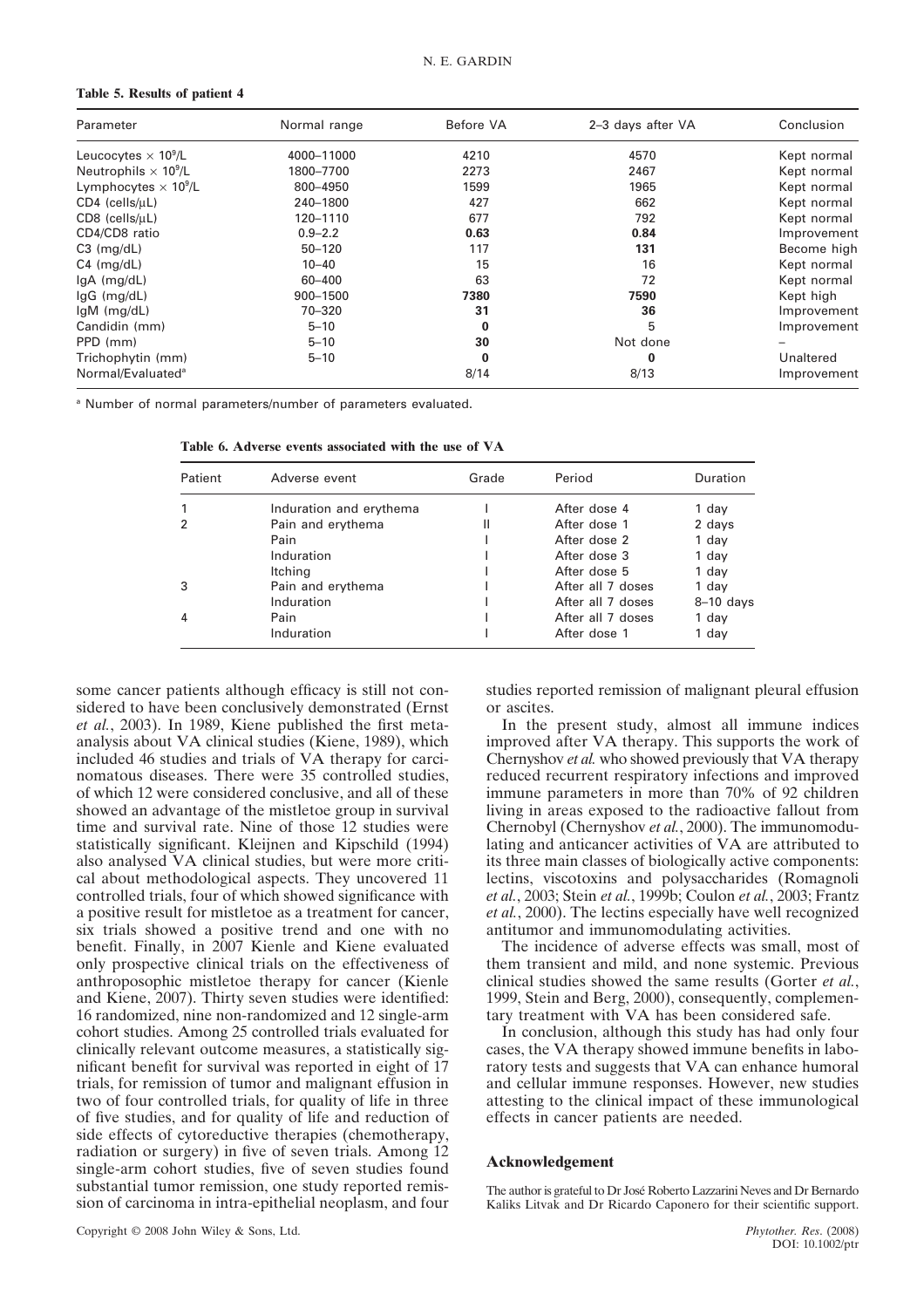**Table 5. Results of patient 4**

| Parameter | Normal range | Before VA | 2–3 days after VA | Conclusion |
|---|---|---|---|---|
| Leucocytes $\times 10^9$/L | 4000–11000 | 4210 | 4570 | Kept normal |
| Neutrophils $\times 10^9$/L | 1800–7700 | 2273 | 2467 | Kept normal |
| Lymphocytes $\times 10^9$/L | 800–4950 | 1599 | 1965 | Kept normal |
| CD4 (cells/μL) | 240–1800 | 427 | 662 | Kept normal |
| CD8 (cells/μL) | 120–1110 | 677 | 792 | Kept normal |
| CD4/CD8 ratio | 0.9–2.2 | **0.63** | **0.84** | Improvement |
| C3 (mg/dL) | 50–120 | 117 | **131** | Become high |
| C4 (mg/dL) | 10–40 | 15 | 16 | Kept normal |
| IgA (mg/dL) | 60–400 | 63 | 72 | Kept normal |
| IgG (mg/dL) | 900–1500 | **7380** | **7590** | Kept high |
| IgM (mg/dL) | 70–320 | **31** | **36** | Improvement |
| Candidin (mm) | 5–10 | **0** | 5 | Improvement |
| PPD (mm) | 5–10 | **30** | Not done | – |
| Trichophytin (mm) | 5–10 | **0** | **0** | Unaltered |
| Normal/Evaluated[a] | | 8/14 | 8/13 | Improvement |

[a] Number of normal parameters/number of parameters evaluated.

**Table 6. Adverse events associated with the use of VA**

| Patient | Adverse event | Grade | Period | Duration |
|---|---|---|---|---|
| 1 | Induration and erythema | I | After dose 4 | 1 day |
| 2 | Pain and erythema | II | After dose 1 | 2 days |
| | Pain | I | After dose 2 | 1 day |
| | Induration | I | After dose 3 | 1 day |
| | Itching | I | After dose 5 | 1 day |
| 3 | Pain and erythema | I | After all 7 doses | 1 day |
| | Induration | I | After all 7 doses | 8–10 days |
| 4 | Pain | I | After all 7 doses | 1 day |
| | Induration | I | After dose 1 | 1 day |

some cancer patients although efficacy is still not considered to have been conclusively demonstrated (Ernst *et al.*, 2003). In 1989, Kiene published the first meta-analysis about VA clinical studies (Kiene, 1989), which included 46 studies and trials of VA therapy for carcinomatous diseases. There were 35 controlled studies, of which 12 were considered conclusive, and all of these showed an advantage of the mistletoe group in survival time and survival rate. Nine of those 12 studies were statistically significant. Kleijnen and Kipschild (1994) also analysed VA clinical studies, but were more critical about methodological aspects. They uncovered 11 controlled trials, four of which showed significance with a positive result for mistletoe as a treatment for cancer, six trials showed a positive trend and one with no benefit. Finally, in 2007 Kienle and Kiene evaluated only prospective clinical trials on the effectiveness of anthroposophic mistletoe therapy for cancer (Kienle and Kiene, 2007). Thirty seven studies were identified: 16 randomized, nine non-randomized and 12 single-arm cohort studies. Among 25 controlled trials evaluated for clinically relevant outcome measures, a statistically significant benefit for survival was reported in eight of 17 trials, for remission of tumor and malignant effusion in two of four controlled trials, for quality of life in three of five studies, and for quality of life and reduction of side effects of cytoreductive therapies (chemotherapy, radiation or surgery) in five of seven trials. Among 12 single-arm cohort studies, five of seven studies found substantial tumor remission, one study reported remission of carcinoma in intra-epithelial neoplasm, and four studies reported remission of malignant pleural effusion or ascites.

In the present study, almost all immune indices improved after VA therapy. This supports the work of Chernyshov *et al.* who showed previously that VA therapy reduced recurrent respiratory infections and improved immune parameters in more than 70% of 92 children living in areas exposed to the radioactive fallout from Chernobyl (Chernyshov *et al.*, 2000). The immunomodulating and anticancer activities of VA are attributed to its three main classes of biologically active components: lectins, viscotoxins and polysaccharides (Romagnoli *et al.*, 2003; Stein *et al.*, 1999b; Coulon *et al.*, 2003; Frantz *et al.*, 2000). The lectins especially have well recognized antitumor and immunomodulating activities.

The incidence of adverse effects was small, most of them transient and mild, and none systemic. Previous clinical studies showed the same results (Gorter *et al.*, 1999, Stein and Berg, 2000), consequently, complementary treatment with VA has been considered safe.

In conclusion, although this study has had only four cases, the VA therapy showed immune benefits in laboratory tests and suggests that VA can enhance humoral and cellular immune responses. However, new studies attesting to the clinical impact of these immunological effects in cancer patients are needed.

## Acknowledgement

The author is grateful to Dr José Roberto Lazzarini Neves and Dr Bernardo Kaliks Litvak and Dr Ricardo Caponero for their scientific support.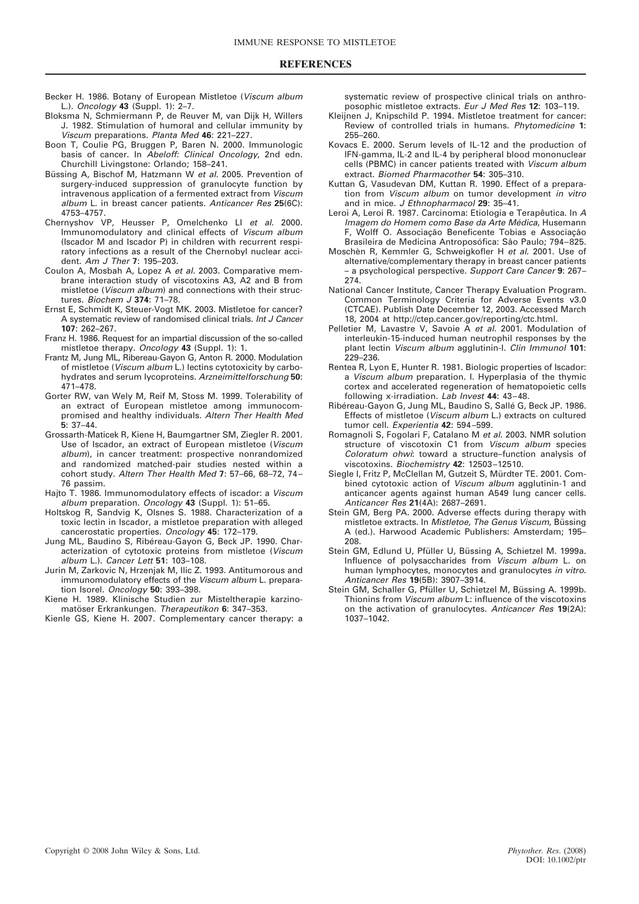## REFERENCES

Becker H. 1986. Botany of European Mistletoe (*Viscum album* L.). *Oncology* **43** (Suppl. 1): 2–7.

Bloksma N, Schiermann P, de Reuver M, van Dijk H, Willers J. 1982. Stimulation of humoral and cellular immunity by *Viscum* preparations. *Planta Med* **46**: 221–227.

Boon T, Coulie PG, Bruggen P, Baren N. 2000. Immunologic basis of cancer. In *Abeloff: Clinical Oncology*, 2nd edn. Churchill Livingstone: Orlando; 158–241.

Büssing A, Bischof M, Hatzmann W *et al.* 2005. Prevention of surgery-induced suppression of granulocyte function by intravenous application of a fermented extract from *Viscum album* L. in breast cancer patients. *Anticancer Res* **25**(6C): 4753–4757.

Chernyshov VP, Heusser P, Omelchenko LI *et al.* 2000. Immunomodulatory and clinical effects of *Viscum album* (Iscador M and Iscador P) in children with recurrent respiratory infections as a result of the Chernobyl nuclear accident. *Am J Ther* **7**: 195–203.

Coulon A, Mosbah A, Lopez A *et al.* 2003. Comparative membrane interaction study of viscotoxins A3, A2 and B from mistletoe (*Viscum album*) and connections with their structures. *Biochem J* **374**: 71–78.

Ernst E, Schmidt K, Steuer-Vogt MK. 2003. Mistletoe for cancer? A systematic review of randomised clinical trials. *Int J Cancer* **107**: 262–267.

Franz H. 1986. Request for an impartial discussion of the so-called mistletoe therapy. *Oncology* **43** (Suppl. 1): 1.

Frantz M, Jung ML, Ribereau-Gayon G, Anton R. 2000. Modulation of mistletoe (*Viscum album* L.) lectins cytotoxicity by carbohydrates and serum lycoproteins. *Arzneimittelforschung* **50**: 471–478.

Gorter RW, van Wely M, Reif M, Stoss M. 1999. Tolerability of an extract of European mistletoe among immunocompromised and healthy individuals. *Altern Ther Health Med* **5**: 37–44.

Grossarth-Maticek R, Kiene H, Baumgartner SM, Ziegler R. 2001. Use of Iscador, an extract of European mistletoe (*Viscum album*), in cancer treatment: prospective nonrandomized and randomized matched-pair studies nested within a cohort study. *Altern Ther Health Med* **7**: 57–66, 68–72, 74–76 passim.

Hajto T. 1986. Immunomodulatory effects of iscador: a *Viscum album* preparation. *Oncology* **43** (Suppl. 1): 51–65.

Holtskog R, Sandvig K, Olsnes S. 1988. Characterization of a toxic lectin in Iscador, a mistletoe preparation with alleged cancerostatic properties. *Oncology* **45**: 172–179.

Jung ML, Baudino S, Ribéreau-Gayon G, Beck JP. 1990. Characterization of cytotoxic proteins from mistletoe (*Viscum album* L.). *Cancer Lett* **51**: 103–108.

Jurin M, Zarkovic N, Hrzenjak M, Ilic Z. 1993. Antitumorous and immunomodulatory effects of the *Viscum album* L. preparation Isorel. *Oncology* **50**: 393–398.

Kiene H. 1989. Klinische Studien zur Misteltherapie karzinomatöser Erkrankungen. *Therapeutikon* **6**: 347–353.

Kienle GS, Kiene H. 2007. Complementary cancer therapy: a systematic review of prospective clinical trials on anthroposophic mistletoe extracts. *Eur J Med Res* **12**: 103–119.

Kleijnen J, Knipschild P. 1994. Mistletoe treatment for cancer: Review of controlled trials in humans. *Phytomedicine* **1**: 255–260.

Kovacs E. 2000. Serum levels of IL-12 and the production of IFN-gamma, IL-2 and IL-4 by peripheral blood mononuclear cells (PBMC) in cancer patients treated with *Viscum album* extract. *Biomed Pharmacother* **54**: 305–310.

Kuttan G, Vasudevan DM, Kuttan R. 1990. Effect of a preparation from *Viscum album* on tumor development *in vitro* and in mice. *J Ethnopharmacol* **29**: 35–41.

Leroi A, Leroi R. 1987. Carcinoma: Etiologia e Terapêutica. In *A Imagem do Homem como Base da Arte Médica*, Husemann F, Wolff O. Associação Beneficente Tobias e Associação Brasileira de Medicina Antroposófica: São Paulo; 794–825.

Moschèn R, Kemmler G, Schweigkofler H *et al.* 2001. Use of alternative/complementary therapy in breast cancer patients – a psychological perspective. *Support Care Cancer* **9**: 267–274.

National Cancer Institute, Cancer Therapy Evaluation Program. Common Terminology Criteria for Adverse Events v3.0 (CTCAE). Publish Date December 12, 2003. Accessed March 18, 2004 at http://ctep.cancer.gov/reporting/ctc.html.

Pelletier M, Lavastre V, Savoie A *et al.* 2001. Modulation of interleukin-15-induced human neutrophil responses by the plant lectin *Viscum album* agglutinin-I. *Clin Immunol* **101**: 229–236.

Rentea R, Lyon E, Hunter R. 1981. Biologic properties of Iscador: a *Viscum album* preparation. I. Hyperplasia of the thymic cortex and accelerated regeneration of hematopoietic cells following x-irradiation. *Lab Invest* **44**: 43–48.

Ribéreau-Gayon G, Jung ML, Baudino S, Sallé G, Beck JP. 1986. Effects of mistletoe (*Viscum album* L.) extracts on cultured tumor cell. *Experientia* **42**: 594–599.

Romagnoli S, Fogolari F, Catalano M *et al.* 2003. NMR solution structure of viscotoxin C1 from *Viscum album* species *Coloratum ohwi*: toward a structure–function analysis of viscotoxins. *Biochemistry* **42**: 12503–12510.

Siegle I, Fritz P, McClellan M, Gutzeit S, Mürdter TE. 2001. Combined cytotoxic action of *Viscum album* agglutinin-1 and anticancer agents against human A549 lung cancer cells. *Anticancer Res* **21**(4A): 2687–2691.

Stein GM, Berg PA. 2000. Adverse effects during therapy with mistletoe extracts. In *Mistletoe, The Genus Viscum*, Büssing A (ed.). Harwood Academic Publishers: Amsterdam; 195–208.

Stein GM, Edlund U, Pfüller U, Büssing A, Schietzel M. 1999a. Influence of polysaccharides from *Viscum album* L. on human lymphocytes, monocytes and granulocytes *in vitro*. *Anticancer Res* **19**(5B): 3907–3914.

Stein GM, Schaller G, Pfüller U, Schietzel M, Büssing A. 1999b. Thionins from *Viscum album* L: influence of the viscotoxins on the activation of granulocytes. *Anticancer Res* **19**(2A): 1037–1042.